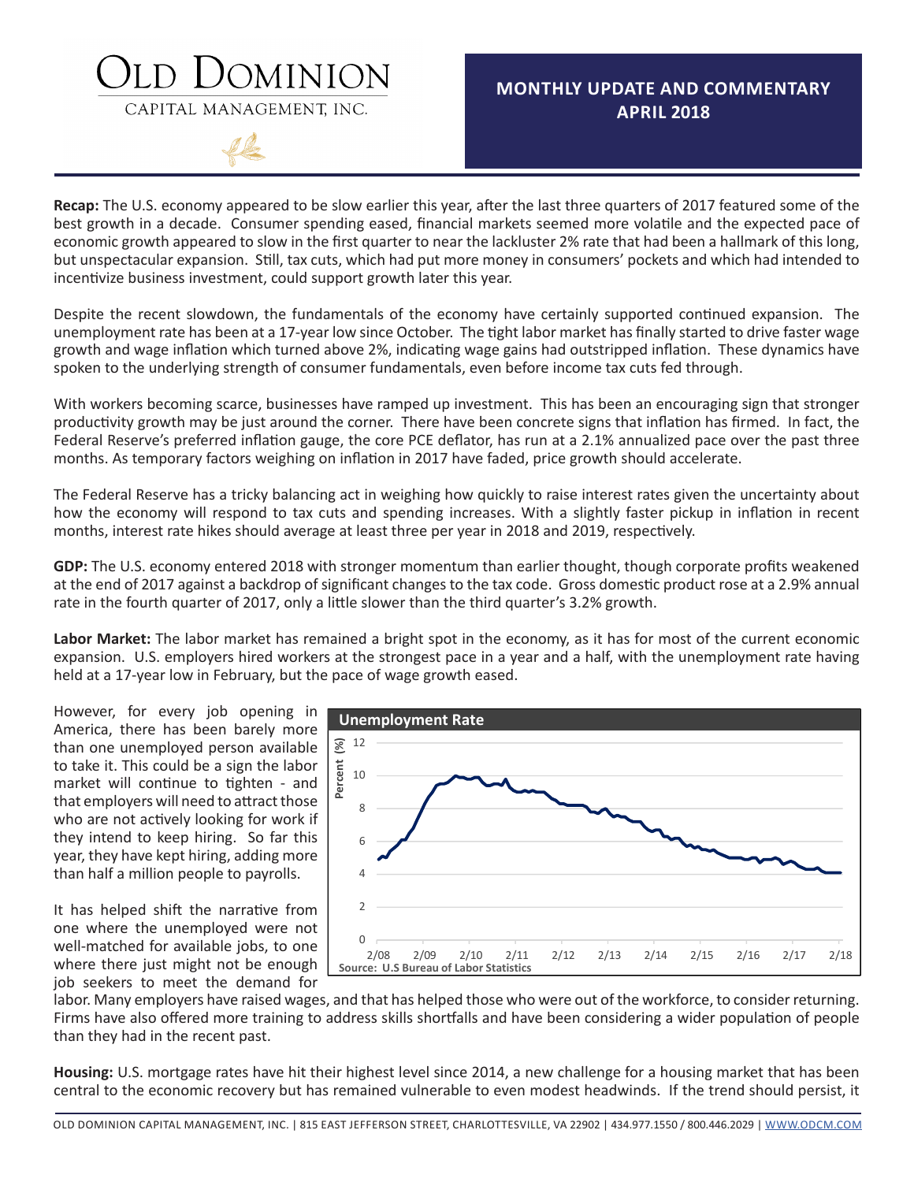# Old Dominion

CAPITAL MANAGEMENT, INC.

## MONTHLY UPDATE AND COMMENTARY
## APRIL 2018

**Recap:** The U.S. economy appeared to be slow earlier this year, after the last three quarters of 2017 featured some of the best growth in a decade. Consumer spending eased, financial markets seemed more volatile and the expected pace of economic growth appeared to slow in the first quarter to near the lackluster 2% rate that had been a hallmark of this long, but unspectacular expansion. Still, tax cuts, which had put more money in consumers' pockets and which had intended to incentivize business investment, could support growth later this year.

Despite the recent slowdown, the fundamentals of the economy have certainly supported continued expansion. The unemployment rate has been at a 17-year low since October. The tight labor market has finally started to drive faster wage growth and wage inflation which turned above 2%, indicating wage gains had outstripped inflation. These dynamics have spoken to the underlying strength of consumer fundamentals, even before income tax cuts fed through.

With workers becoming scarce, businesses have ramped up investment. This has been an encouraging sign that stronger productivity growth may be just around the corner. There have been concrete signs that inflation has firmed. In fact, the Federal Reserve's preferred inflation gauge, the core PCE deflator, has run at a 2.1% annualized pace over the past three months. As temporary factors weighing on inflation in 2017 have faded, price growth should accelerate.

The Federal Reserve has a tricky balancing act in weighing how quickly to raise interest rates given the uncertainty about how the economy will respond to tax cuts and spending increases. With a slightly faster pickup in inflation in recent months, interest rate hikes should average at least three per year in 2018 and 2019, respectively.

**GDP:** The U.S. economy entered 2018 with stronger momentum than earlier thought, though corporate profits weakened at the end of 2017 against a backdrop of significant changes to the tax code. Gross domestic product rose at a 2.9% annual rate in the fourth quarter of 2017, only a little slower than the third quarter's 3.2% growth.

**Labor Market:** The labor market has remained a bright spot in the economy, as it has for most of the current economic expansion. U.S. employers hired workers at the strongest pace in a year and a half, with the unemployment rate having held at a 17-year low in February, but the pace of wage growth eased.

However, for every job opening in America, there has been barely more than one unemployed person available to take it. This could be a sign the labor market will continue to tighten - and that employers will need to attract those who are not actively looking for work if they intend to keep hiring. So far this year, they have kept hiring, adding more than half a million people to payrolls.

**Unemployment Rate**

Source: U.S Bureau of Labor Statistics

It has helped shift the narrative from one where the unemployed were not well-matched for available jobs, to one where there just might not be enough job seekers to meet the demand for labor. Many employers have raised wages, and that has helped those who were out of the workforce, to consider returning. Firms have also offered more training to address skills shortfalls and have been considering a wider population of people than they had in the recent past.

**Housing:** U.S. mortgage rates have hit their highest level since 2014, a new challenge for a housing market that has been central to the economic recovery but has remained vulnerable to even modest headwinds. If the trend should persist, it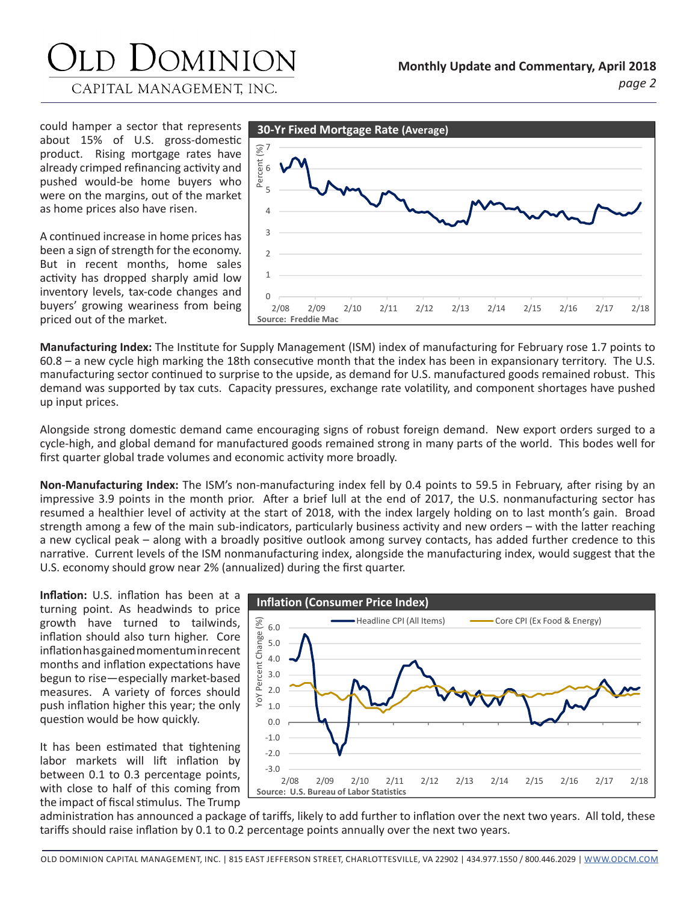could hamper a sector that represents about 15% of U.S. gross-domestic product. Rising mortgage rates have already crimped refinancing activity and pushed would-be home buyers who were on the margins, out of the market as home prices also have risen.

A continued increase in home prices has been a sign of strength for the economy. But in recent months, home sales activity has dropped sharply amid low inventory levels, tax-code changes and buyers' growing weariness from being priced out of the market.

**30-Yr Fixed Mortgage Rate (Average)**

Source: Freddie Mac

**Manufacturing Index:** The Institute for Supply Management (ISM) index of manufacturing for February rose 1.7 points to 60.8 – a new cycle high marking the 18th consecutive month that the index has been in expansionary territory. The U.S. manufacturing sector continued to surprise to the upside, as demand for U.S. manufactured goods remained robust. This demand was supported by tax cuts. Capacity pressures, exchange rate volatility, and component shortages have pushed up input prices.

Alongside strong domestic demand came encouraging signs of robust foreign demand. New export orders surged to a cycle-high, and global demand for manufactured goods remained strong in many parts of the world. This bodes well for first quarter global trade volumes and economic activity more broadly.

**Non-Manufacturing Index:** The ISM's non-manufacturing index fell by 0.4 points to 59.5 in February, after rising by an impressive 3.9 points in the month prior. After a brief lull at the end of 2017, the U.S. nonmanufacturing sector has resumed a healthier level of activity at the start of 2018, with the index largely holding on to last month's gain. Broad strength among a few of the main sub-indicators, particularly business activity and new orders – with the latter reaching a new cyclical peak – along with a broadly positive outlook among survey contacts, has added further credence to this narrative. Current levels of the ISM nonmanufacturing index, alongside the manufacturing index, would suggest that the U.S. economy should grow near 2% (annualized) during the first quarter.

**Inflation:** U.S. inflation has been at a turning point. As headwinds to price growth have turned to tailwinds, inflation should also turn higher. Core inflation has gained momentum in recent months and inflation expectations have begun to rise—especially market-based measures. A variety of forces should push inflation higher this year; the only question would be how quickly.

It has been estimated that tightening labor markets will lift inflation by between 0.1 to 0.3 percentage points, with close to half of this coming from the impact of fiscal stimulus. The Trump administration has announced a package of tariffs, likely to add further to inflation over the next two years. All told, these tariffs should raise inflation by 0.1 to 0.2 percentage points annually over the next two years.

**Inflation (Consumer Price Index)**

Source: U.S. Bureau of Labor Statistics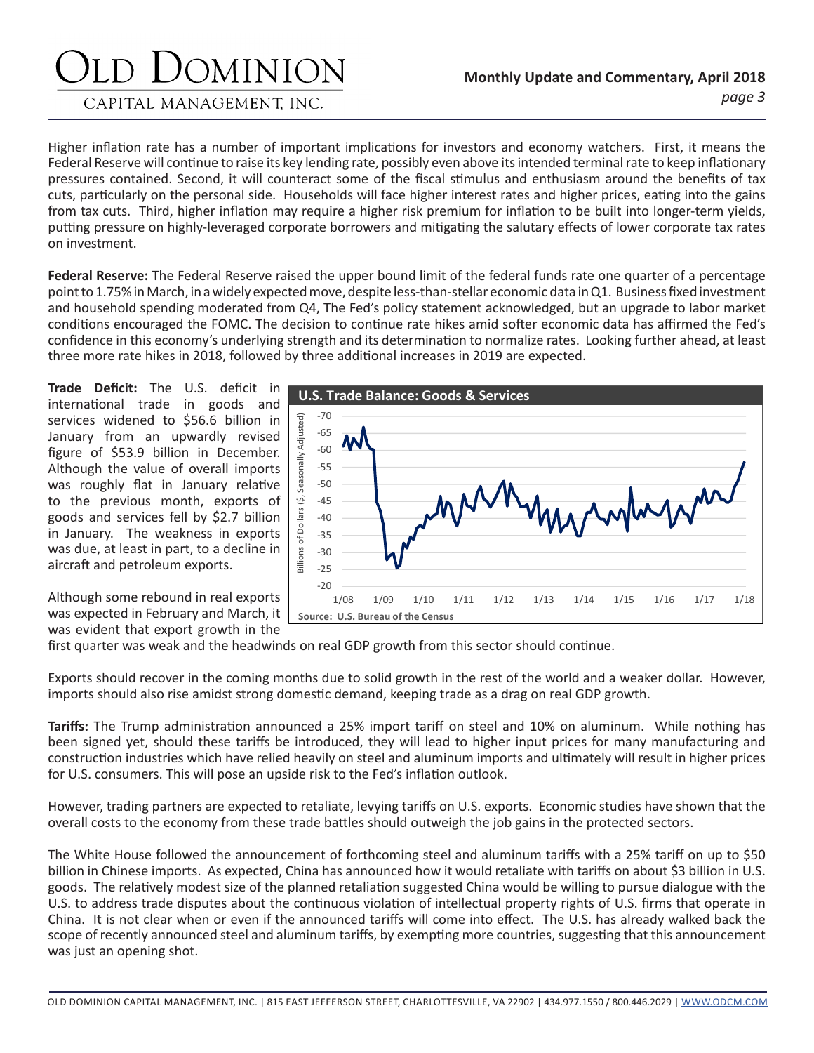Higher inflation rate has a number of important implications for investors and economy watchers. First, it means the Federal Reserve will continue to raise its key lending rate, possibly even above its intended terminal rate to keep inflationary pressures contained. Second, it will counteract some of the fiscal stimulus and enthusiasm around the benefits of tax cuts, particularly on the personal side. Households will face higher interest rates and higher prices, eating into the gains from tax cuts. Third, higher inflation may require a higher risk premium for inflation to be built into longer-term yields, putting pressure on highly-leveraged corporate borrowers and mitigating the salutary effects of lower corporate tax rates on investment.

**Federal Reserve:** The Federal Reserve raised the upper bound limit of the federal funds rate one quarter of a percentage point to 1.75% in March, in a widely expected move, despite less-than-stellar economic data in Q1. Business fixed investment and household spending moderated from Q4, The Fed's policy statement acknowledged, but an upgrade to labor market conditions encouraged the FOMC. The decision to continue rate hikes amid softer economic data has affirmed the Fed's confidence in this economy's underlying strength and its determination to normalize rates. Looking further ahead, at least three more rate hikes in 2018, followed by three additional increases in 2019 are expected.

**Trade Deficit:** The U.S. deficit in international trade in goods and services widened to \$56.6 billion in January from an upwardly revised figure of \$53.9 billion in December. Although the value of overall imports was roughly flat in January relative to the previous month, exports of goods and services fell by \$2.7 billion in January. The weakness in exports was due, at least in part, to a decline in aircraft and petroleum exports.

**U.S. Trade Balance: Goods & Services**

Source: U.S. Bureau of the Census

Although some rebound in real exports was expected in February and March, it was evident that export growth in the first quarter was weak and the headwinds on real GDP growth from this sector should continue.

Exports should recover in the coming months due to solid growth in the rest of the world and a weaker dollar. However, imports should also rise amidst strong domestic demand, keeping trade as a drag on real GDP growth.

**Tariffs:** The Trump administration announced a 25% import tariff on steel and 10% on aluminum. While nothing has been signed yet, should these tariffs be introduced, they will lead to higher input prices for many manufacturing and construction industries which have relied heavily on steel and aluminum imports and ultimately will result in higher prices for U.S. consumers. This will pose an upside risk to the Fed's inflation outlook.

However, trading partners are expected to retaliate, levying tariffs on U.S. exports. Economic studies have shown that the overall costs to the economy from these trade battles should outweigh the job gains in the protected sectors.

The White House followed the announcement of forthcoming steel and aluminum tariffs with a 25% tariff on up to \$50 billion in Chinese imports. As expected, China has announced how it would retaliate with tariffs on about \$3 billion in U.S. goods. The relatively modest size of the planned retaliation suggested China would be willing to pursue dialogue with the U.S. to address trade disputes about the continuous violation of intellectual property rights of U.S. firms that operate in China. It is not clear when or even if the announced tariffs will come into effect. The U.S. has already walked back the scope of recently announced steel and aluminum tariffs, by exempting more countries, suggesting that this announcement was just an opening shot.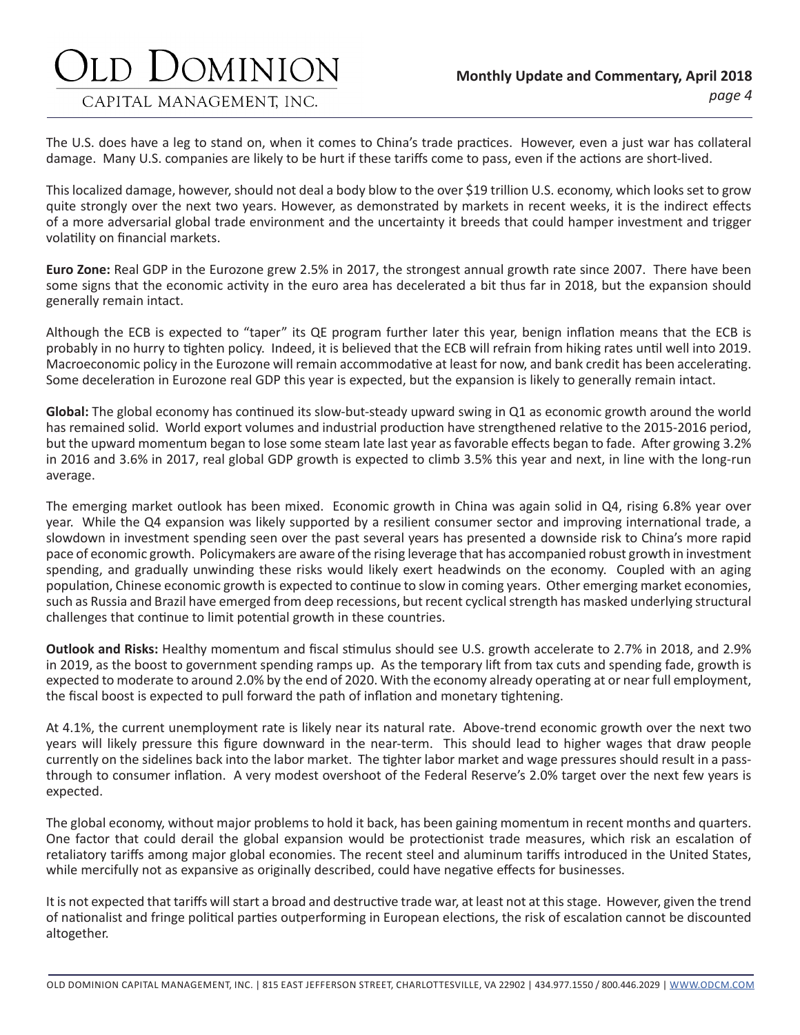The U.S. does have a leg to stand on, when it comes to China's trade practices. However, even a just war has collateral damage. Many U.S. companies are likely to be hurt if these tariffs come to pass, even if the actions are short-lived.

This localized damage, however, should not deal a body blow to the over $19 trillion U.S. economy, which looks set to grow quite strongly over the next two years. However, as demonstrated by markets in recent weeks, it is the indirect effects of a more adversarial global trade environment and the uncertainty it breeds that could hamper investment and trigger volatility on financial markets.

**Euro Zone:** Real GDP in the Eurozone grew 2.5% in 2017, the strongest annual growth rate since 2007. There have been some signs that the economic activity in the euro area has decelerated a bit thus far in 2018, but the expansion should generally remain intact.

Although the ECB is expected to "taper" its QE program further later this year, benign inflation means that the ECB is probably in no hurry to tighten policy. Indeed, it is believed that the ECB will refrain from hiking rates until well into 2019. Macroeconomic policy in the Eurozone will remain accommodative at least for now, and bank credit has been accelerating. Some deceleration in Eurozone real GDP this year is expected, but the expansion is likely to generally remain intact.

**Global:** The global economy has continued its slow-but-steady upward swing in Q1 as economic growth around the world has remained solid. World export volumes and industrial production have strengthened relative to the 2015-2016 period, but the upward momentum began to lose some steam late last year as favorable effects began to fade. After growing 3.2% in 2016 and 3.6% in 2017, real global GDP growth is expected to climb 3.5% this year and next, in line with the long-run average.

The emerging market outlook has been mixed. Economic growth in China was again solid in Q4, rising 6.8% year over year. While the Q4 expansion was likely supported by a resilient consumer sector and improving international trade, a slowdown in investment spending seen over the past several years has presented a downside risk to China's more rapid pace of economic growth. Policymakers are aware of the rising leverage that has accompanied robust growth in investment spending, and gradually unwinding these risks would likely exert headwinds on the economy. Coupled with an aging population, Chinese economic growth is expected to continue to slow in coming years. Other emerging market economies, such as Russia and Brazil have emerged from deep recessions, but recent cyclical strength has masked underlying structural challenges that continue to limit potential growth in these countries.

**Outlook and Risks:** Healthy momentum and fiscal stimulus should see U.S. growth accelerate to 2.7% in 2018, and 2.9% in 2019, as the boost to government spending ramps up. As the temporary lift from tax cuts and spending fade, growth is expected to moderate to around 2.0% by the end of 2020. With the economy already operating at or near full employment, the fiscal boost is expected to pull forward the path of inflation and monetary tightening.

At 4.1%, the current unemployment rate is likely near its natural rate. Above-trend economic growth over the next two years will likely pressure this figure downward in the near-term. This should lead to higher wages that draw people currently on the sidelines back into the labor market. The tighter labor market and wage pressures should result in a pass-through to consumer inflation. A very modest overshoot of the Federal Reserve's 2.0% target over the next few years is expected.

The global economy, without major problems to hold it back, has been gaining momentum in recent months and quarters. One factor that could derail the global expansion would be protectionist trade measures, which risk an escalation of retaliatory tariffs among major global economies. The recent steel and aluminum tariffs introduced in the United States, while mercifully not as expansive as originally described, could have negative effects for businesses.

It is not expected that tariffs will start a broad and destructive trade war, at least not at this stage. However, given the trend of nationalist and fringe political parties outperforming in European elections, the risk of escalation cannot be discounted altogether.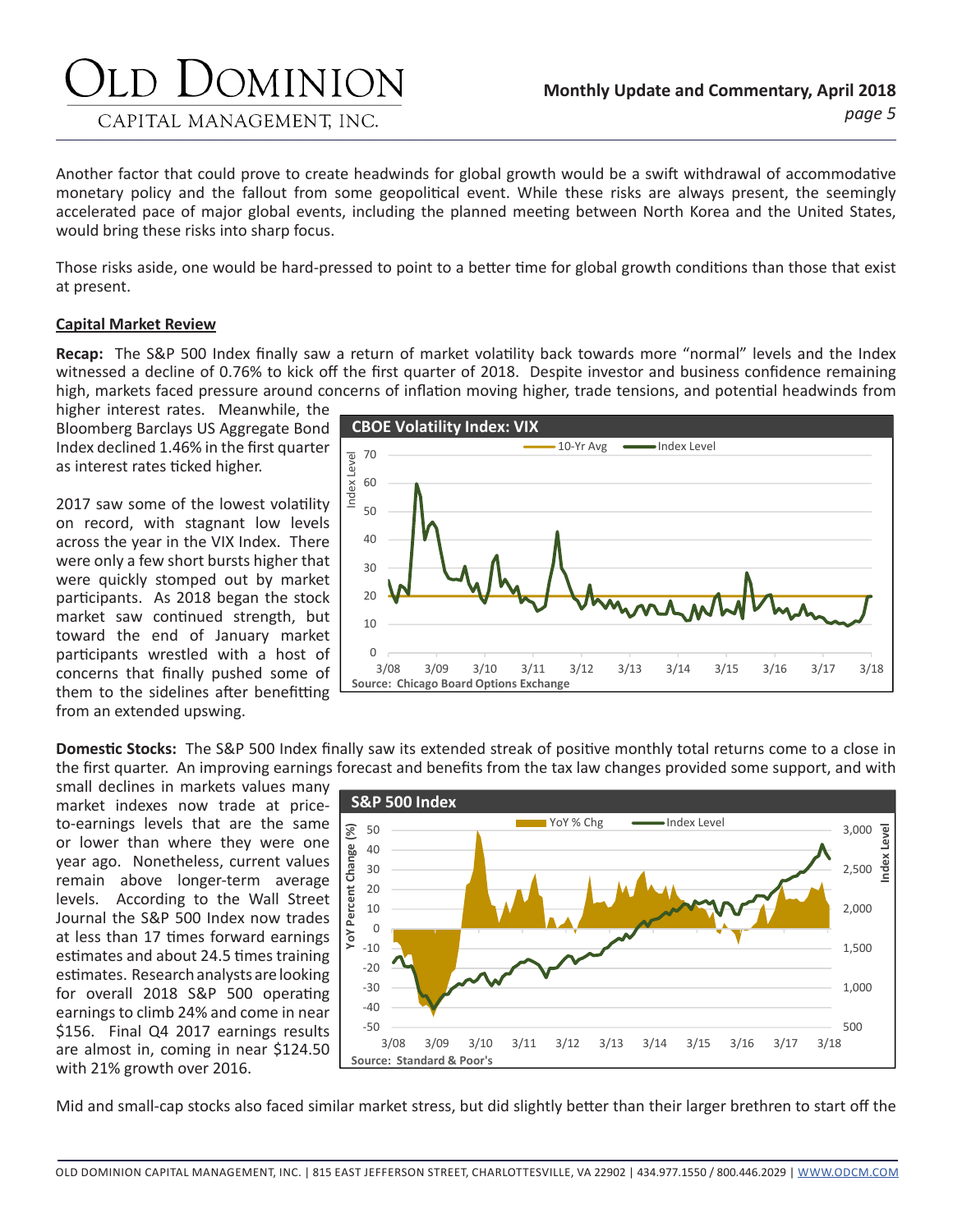Another factor that could prove to create headwinds for global growth would be a swift withdrawal of accommodative monetary policy and the fallout from some geopolitical event. While these risks are always present, the seemingly accelerated pace of major global events, including the planned meeting between North Korea and the United States, would bring these risks into sharp focus.

Those risks aside, one would be hard-pressed to point to a better time for global growth conditions than those that exist at present.

**Capital Market Review**

**Recap:** The S&P 500 Index finally saw a return of market volatility back towards more "normal" levels and the Index witnessed a decline of 0.76% to kick off the first quarter of 2018. Despite investor and business confidence remaining high, markets faced pressure around concerns of inflation moving higher, trade tensions, and potential headwinds from higher interest rates. Meanwhile, the Bloomberg Barclays US Aggregate Bond Index declined 1.46% in the first quarter as interest rates ticked higher.

2017 saw some of the lowest volatility on record, with stagnant low levels across the year in the VIX Index. There were only a few short bursts higher that were quickly stomped out by market participants. As 2018 began the stock market saw continued strength, but toward the end of January market participants wrestled with a host of concerns that finally pushed some of them to the sidelines after benefitting from an extended upswing.

**CBOE Volatility Index: VIX**

Source: Chicago Board Options Exchange

**Domestic Stocks:** The S&P 500 Index finally saw its extended streak of positive monthly total returns come to a close in the first quarter. An improving earnings forecast and benefits from the tax law changes provided some support, and with small declines in markets values many market indexes now trade at price-to-earnings levels that are the same or lower than where they were one year ago. Nonetheless, current values remain above longer-term average levels. According to the Wall Street Journal the S&P 500 Index now trades at less than 17 times forward earnings estimates and about 24.5 times training estimates. Research analysts are looking for overall 2018 S&P 500 operating earnings to climb 24% and come in near $156. Final Q4 2017 earnings results are almost in, coming in near $124.50 with 21% growth over 2016.

**S&P 500 Index**

Source: Standard & Poor's

Mid and small-cap stocks also faced similar market stress, but did slightly better than their larger brethren to start off the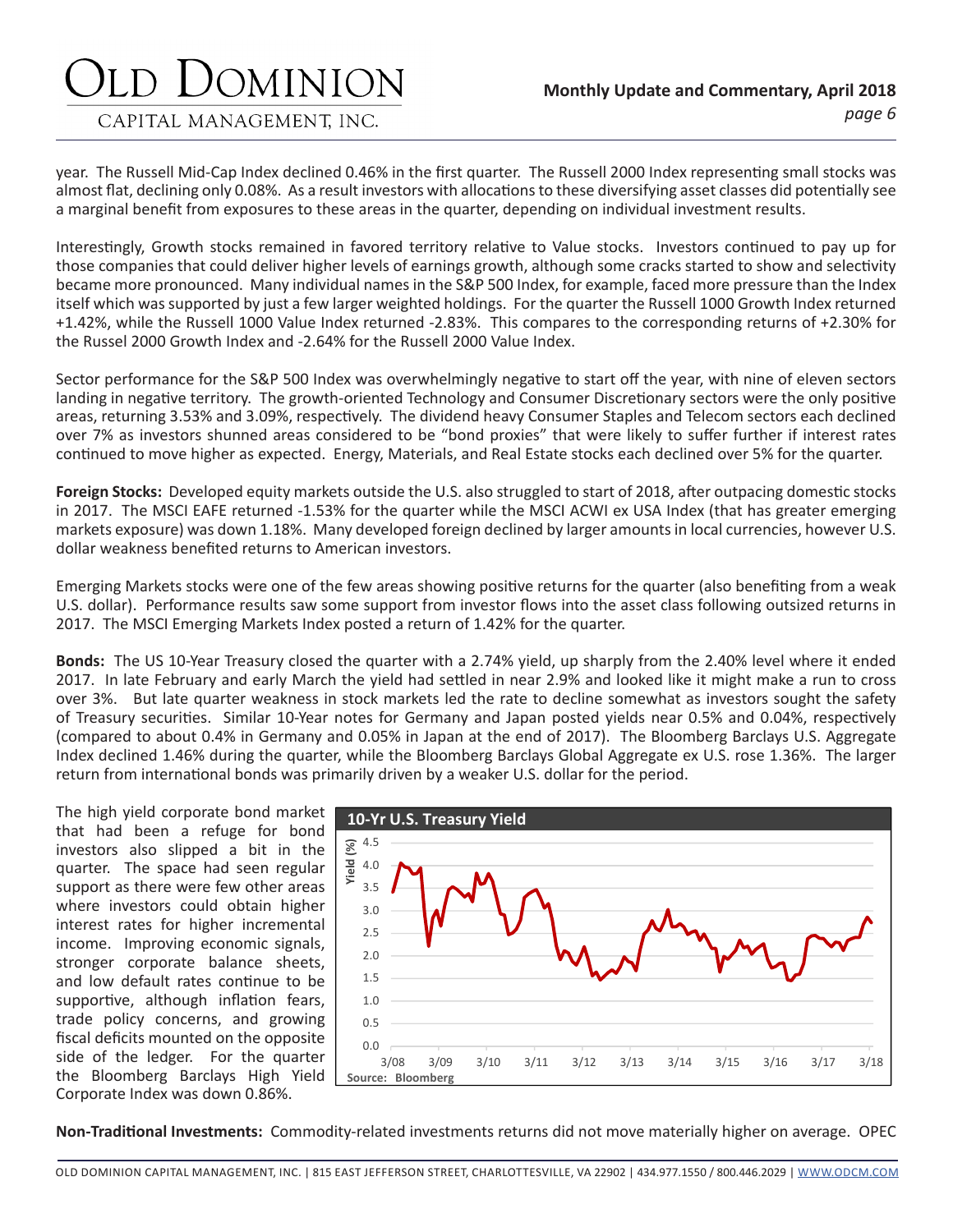year. The Russell Mid-Cap Index declined 0.46% in the first quarter. The Russell 2000 Index representing small stocks was almost flat, declining only 0.08%. As a result investors with allocations to these diversifying asset classes did potentially see a marginal benefit from exposures to these areas in the quarter, depending on individual investment results.

Interestingly, Growth stocks remained in favored territory relative to Value stocks. Investors continued to pay up for those companies that could deliver higher levels of earnings growth, although some cracks started to show and selectivity became more pronounced. Many individual names in the S&P 500 Index, for example, faced more pressure than the Index itself which was supported by just a few larger weighted holdings. For the quarter the Russell 1000 Growth Index returned +1.42%, while the Russell 1000 Value Index returned -2.83%. This compares to the corresponding returns of +2.30% for the Russel 2000 Growth Index and -2.64% for the Russell 2000 Value Index.

Sector performance for the S&P 500 Index was overwhelmingly negative to start off the year, with nine of eleven sectors landing in negative territory. The growth-oriented Technology and Consumer Discretionary sectors were the only positive areas, returning 3.53% and 3.09%, respectively. The dividend heavy Consumer Staples and Telecom sectors each declined over 7% as investors shunned areas considered to be "bond proxies" that were likely to suffer further if interest rates continued to move higher as expected. Energy, Materials, and Real Estate stocks each declined over 5% for the quarter.

**Foreign Stocks:** Developed equity markets outside the U.S. also struggled to start of 2018, after outpacing domestic stocks in 2017. The MSCI EAFE returned -1.53% for the quarter while the MSCI ACWI ex USA Index (that has greater emerging markets exposure) was down 1.18%. Many developed foreign declined by larger amounts in local currencies, however U.S. dollar weakness benefited returns to American investors.

Emerging Markets stocks were one of the few areas showing positive returns for the quarter (also benefiting from a weak U.S. dollar). Performance results saw some support from investor flows into the asset class following outsized returns in 2017. The MSCI Emerging Markets Index posted a return of 1.42% for the quarter.

**Bonds:** The US 10-Year Treasury closed the quarter with a 2.74% yield, up sharply from the 2.40% level where it ended 2017. In late February and early March the yield had settled in near 2.9% and looked like it might make a run to cross over 3%. But late quarter weakness in stock markets led the rate to decline somewhat as investors sought the safety of Treasury securities. Similar 10-Year notes for Germany and Japan posted yields near 0.5% and 0.04%, respectively (compared to about 0.4% in Germany and 0.05% in Japan at the end of 2017). The Bloomberg Barclays U.S. Aggregate Index declined 1.46% during the quarter, while the Bloomberg Barclays Global Aggregate ex U.S. rose 1.36%. The larger return from international bonds was primarily driven by a weaker U.S. dollar for the period.

The high yield corporate bond market that had been a refuge for bond investors also slipped a bit in the quarter. The space had seen regular support as there were few other areas where investors could obtain higher interest rates for higher incremental income. Improving economic signals, stronger corporate balance sheets, and low default rates continue to be supportive, although inflation fears, trade policy concerns, and growing fiscal deficits mounted on the opposite side of the ledger. For the quarter the Bloomberg Barclays High Yield Corporate Index was down 0.86%.

**10-Yr U.S. Treasury Yield**

Source: Bloomberg

**Non-Traditional Investments:** Commodity-related investments returns did not move materially higher on average. OPEC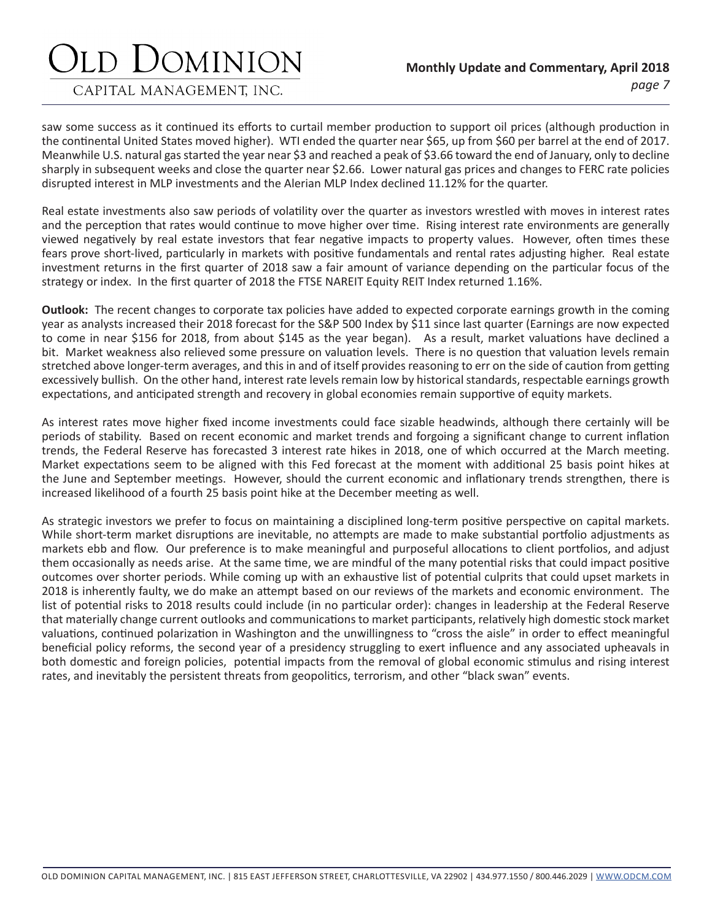saw some success as it continued its efforts to curtail member production to support oil prices (although production in the continental United States moved higher). WTI ended the quarter near $65, up from $60 per barrel at the end of 2017. Meanwhile U.S. natural gas started the year near $3 and reached a peak of $3.66 toward the end of January, only to decline sharply in subsequent weeks and close the quarter near $2.66. Lower natural gas prices and changes to FERC rate policies disrupted interest in MLP investments and the Alerian MLP Index declined 11.12% for the quarter.

Real estate investments also saw periods of volatility over the quarter as investors wrestled with moves in interest rates and the perception that rates would continue to move higher over time. Rising interest rate environments are generally viewed negatively by real estate investors that fear negative impacts to property values. However, often times these fears prove short-lived, particularly in markets with positive fundamentals and rental rates adjusting higher. Real estate investment returns in the first quarter of 2018 saw a fair amount of variance depending on the particular focus of the strategy or index. In the first quarter of 2018 the FTSE NAREIT Equity REIT Index returned 1.16%.

**Outlook:** The recent changes to corporate tax policies have added to expected corporate earnings growth in the coming year as analysts increased their 2018 forecast for the S&P 500 Index by $11 since last quarter (Earnings are now expected to come in near $156 for 2018, from about $145 as the year began). As a result, market valuations have declined a bit. Market weakness also relieved some pressure on valuation levels. There is no question that valuation levels remain stretched above longer-term averages, and this in and of itself provides reasoning to err on the side of caution from getting excessively bullish. On the other hand, interest rate levels remain low by historical standards, respectable earnings growth expectations, and anticipated strength and recovery in global economies remain supportive of equity markets.

As interest rates move higher fixed income investments could face sizable headwinds, although there certainly will be periods of stability. Based on recent economic and market trends and forgoing a significant change to current inflation trends, the Federal Reserve has forecasted 3 interest rate hikes in 2018, one of which occurred at the March meeting. Market expectations seem to be aligned with this Fed forecast at the moment with additional 25 basis point hikes at the June and September meetings. However, should the current economic and inflationary trends strengthen, there is increased likelihood of a fourth 25 basis point hike at the December meeting as well.

As strategic investors we prefer to focus on maintaining a disciplined long-term positive perspective on capital markets. While short-term market disruptions are inevitable, no attempts are made to make substantial portfolio adjustments as markets ebb and flow. Our preference is to make meaningful and purposeful allocations to client portfolios, and adjust them occasionally as needs arise. At the same time, we are mindful of the many potential risks that could impact positive outcomes over shorter periods. While coming up with an exhaustive list of potential culprits that could upset markets in 2018 is inherently faulty, we do make an attempt based on our reviews of the markets and economic environment. The list of potential risks to 2018 results could include (in no particular order): changes in leadership at the Federal Reserve that materially change current outlooks and communications to market participants, relatively high domestic stock market valuations, continued polarization in Washington and the unwillingness to "cross the aisle" in order to effect meaningful beneficial policy reforms, the second year of a presidency struggling to exert influence and any associated upheavals in both domestic and foreign policies, potential impacts from the removal of global economic stimulus and rising interest rates, and inevitably the persistent threats from geopolitics, terrorism, and other "black swan" events.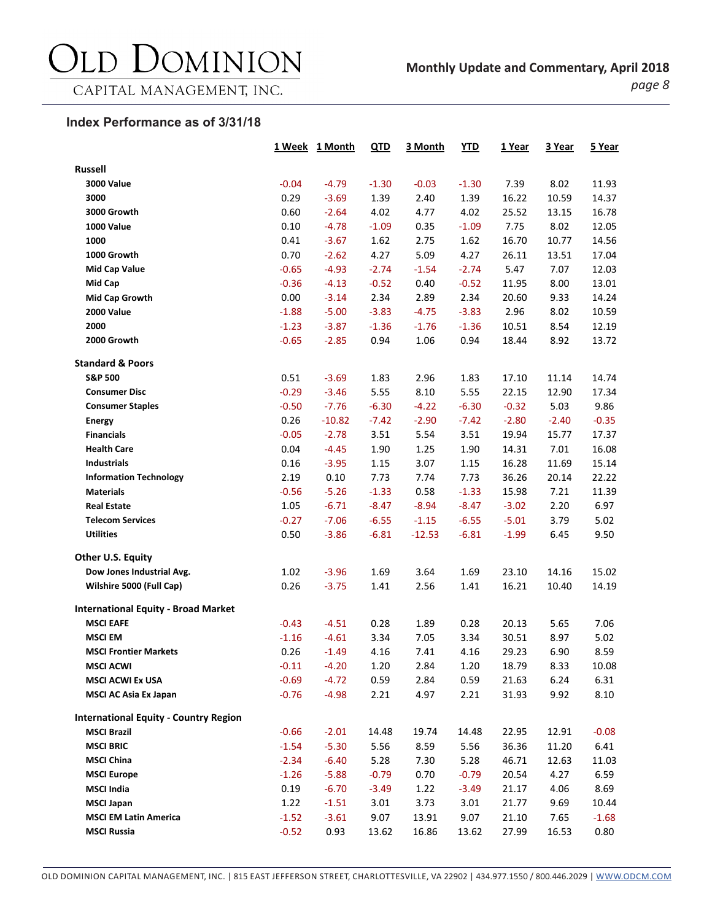## Index Performance as of 3/31/18

| | 1 Week | 1 Month | QTD | 3 Month | YTD | 1 Year | 3 Year | 5 Year |
|---|---|---|---|---|---|---|---|---|
| **Russell** | | | | | | | | |
| **3000 Value** | -0.04 | -4.79 | -1.30 | -0.03 | -1.30 | 7.39 | 8.02 | 11.93 |
| **3000** | 0.29 | -3.69 | 1.39 | 2.40 | 1.39 | 16.22 | 10.59 | 14.37 |
| **3000 Growth** | 0.60 | -2.64 | 4.02 | 4.77 | 4.02 | 25.52 | 13.15 | 16.78 |
| **1000 Value** | 0.10 | -4.78 | -1.09 | 0.35 | -1.09 | 7.75 | 8.02 | 12.05 |
| **1000** | 0.41 | -3.67 | 1.62 | 2.75 | 1.62 | 16.70 | 10.77 | 14.56 |
| **1000 Growth** | 0.70 | -2.62 | 4.27 | 5.09 | 4.27 | 26.11 | 13.51 | 17.04 |
| **Mid Cap Value** | -0.65 | -4.93 | -2.74 | -1.54 | -2.74 | 5.47 | 7.07 | 12.03 |
| **Mid Cap** | -0.36 | -4.13 | -0.52 | 0.40 | -0.52 | 11.95 | 8.00 | 13.01 |
| **Mid Cap Growth** | 0.00 | -3.14 | 2.34 | 2.89 | 2.34 | 20.60 | 9.33 | 14.24 |
| **2000 Value** | -1.88 | -5.00 | -3.83 | -4.75 | -3.83 | 2.96 | 8.02 | 10.59 |
| **2000** | -1.23 | -3.87 | -1.36 | -1.76 | -1.36 | 10.51 | 8.54 | 12.19 |
| **2000 Growth** | -0.65 | -2.85 | 0.94 | 1.06 | 0.94 | 18.44 | 8.92 | 13.72 |
| **Standard & Poors** | | | | | | | | |
| **S&P 500** | 0.51 | -3.69 | 1.83 | 2.96 | 1.83 | 17.10 | 11.14 | 14.74 |
| **Consumer Disc** | -0.29 | -3.46 | 5.55 | 8.10 | 5.55 | 22.15 | 12.90 | 17.34 |
| **Consumer Staples** | -0.50 | -7.76 | -6.30 | -4.22 | -6.30 | -0.32 | 5.03 | 9.86 |
| **Energy** | 0.26 | -10.82 | -7.42 | -2.90 | -7.42 | -2.80 | -2.40 | -0.35 |
| **Financials** | -0.05 | -2.78 | 3.51 | 5.54 | 3.51 | 19.94 | 15.77 | 17.37 |
| **Health Care** | 0.04 | -4.45 | 1.90 | 1.25 | 1.90 | 14.31 | 7.01 | 16.08 |
| **Industrials** | 0.16 | -3.95 | 1.15 | 3.07 | 1.15 | 16.28 | 11.69 | 15.14 |
| **Information Technology** | 2.19 | 0.10 | 7.73 | 7.74 | 7.73 | 36.26 | 20.14 | 22.22 |
| **Materials** | -0.56 | -5.26 | -1.33 | 0.58 | -1.33 | 15.98 | 7.21 | 11.39 |
| **Real Estate** | 1.05 | -6.71 | -8.47 | -8.94 | -8.47 | -3.02 | 2.20 | 6.97 |
| **Telecom Services** | -0.27 | -7.06 | -6.55 | -1.15 | -6.55 | -5.01 | 3.79 | 5.02 |
| **Utilities** | 0.50 | -3.86 | -6.81 | -12.53 | -6.81 | -1.99 | 6.45 | 9.50 |
| **Other U.S. Equity** | | | | | | | | |
| **Dow Jones Industrial Avg.** | 1.02 | -3.96 | 1.69 | 3.64 | 1.69 | 23.10 | 14.16 | 15.02 |
| **Wilshire 5000 (Full Cap)** | 0.26 | -3.75 | 1.41 | 2.56 | 1.41 | 16.21 | 10.40 | 14.19 |
| **International Equity - Broad Market** | | | | | | | | |
| **MSCI EAFE** | -0.43 | -4.51 | 0.28 | 1.89 | 0.28 | 20.13 | 5.65 | 7.06 |
| **MSCI EM** | -1.16 | -4.61 | 3.34 | 7.05 | 3.34 | 30.51 | 8.97 | 5.02 |
| **MSCI Frontier Markets** | 0.26 | -1.49 | 4.16 | 7.41 | 4.16 | 29.23 | 6.90 | 8.59 |
| **MSCI ACWI** | -0.11 | -4.20 | 1.20 | 2.84 | 1.20 | 18.79 | 8.33 | 10.08 |
| **MSCI ACWI Ex USA** | -0.69 | -4.72 | 0.59 | 2.84 | 0.59 | 21.63 | 6.24 | 6.31 |
| **MSCI AC Asia Ex Japan** | -0.76 | -4.98 | 2.21 | 4.97 | 2.21 | 31.93 | 9.92 | 8.10 |
| **International Equity - Country Region** | | | | | | | | |
| **MSCI Brazil** | -0.66 | -2.01 | 14.48 | 19.74 | 14.48 | 22.95 | 12.91 | -0.08 |
| **MSCI BRIC** | -1.54 | -5.30 | 5.56 | 8.59 | 5.56 | 36.36 | 11.20 | 6.41 |
| **MSCI China** | -2.34 | -6.40 | 5.28 | 7.30 | 5.28 | 46.71 | 12.63 | 11.03 |
| **MSCI Europe** | -1.26 | -5.88 | -0.79 | 0.70 | -0.79 | 20.54 | 4.27 | 6.59 |
| **MSCI India** | 0.19 | -6.70 | -3.49 | 1.22 | -3.49 | 21.17 | 4.06 | 8.69 |
| **MSCI Japan** | 1.22 | -1.51 | 3.01 | 3.73 | 3.01 | 21.77 | 9.69 | 10.44 |
| **MSCI EM Latin America** | -1.52 | -3.61 | 9.07 | 13.91 | 9.07 | 21.10 | 7.65 | -1.68 |
| **MSCI Russia** | -0.52 | 0.93 | 13.62 | 16.86 | 13.62 | 27.99 | 16.53 | 0.80 |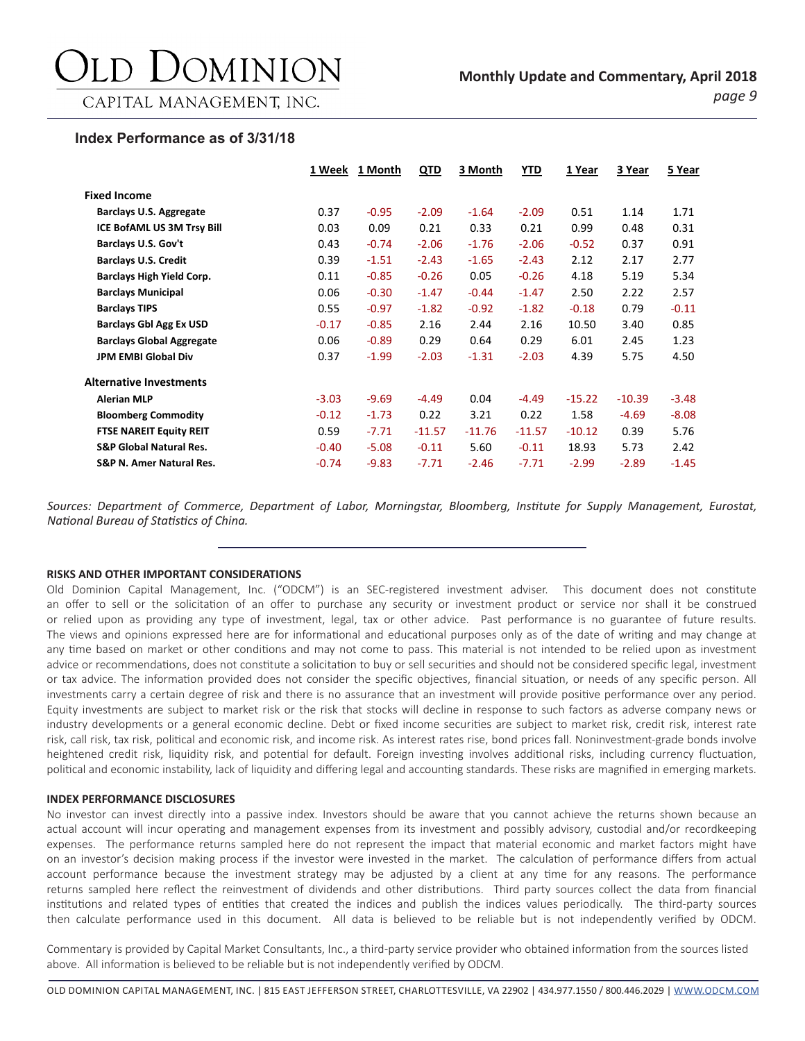## Index Performance as of 3/31/18

| | 1 Week | 1 Month | QTD | 3 Month | YTD | 1 Year | 3 Year | 5 Year |
|---|---|---|---|---|---|---|---|---|
| **Fixed Income** | | | | | | | | |
| **Barclays U.S. Aggregate** | 0.37 | -0.95 | -2.09 | -1.64 | -2.09 | 0.51 | 1.14 | 1.71 |
| **ICE BofAML US 3M Trsy Bill** | 0.03 | 0.09 | 0.21 | 0.33 | 0.21 | 0.99 | 0.48 | 0.31 |
| **Barclays U.S. Gov't** | 0.43 | -0.74 | -2.06 | -1.76 | -2.06 | -0.52 | 0.37 | 0.91 |
| **Barclays U.S. Credit** | 0.39 | -1.51 | -2.43 | -1.65 | -2.43 | 2.12 | 2.17 | 2.77 |
| **Barclays High Yield Corp.** | 0.11 | -0.85 | -0.26 | 0.05 | -0.26 | 4.18 | 5.19 | 5.34 |
| **Barclays Municipal** | 0.06 | -0.30 | -1.47 | -0.44 | -1.47 | 2.50 | 2.22 | 2.57 |
| **Barclays TIPS** | 0.55 | -0.97 | -1.82 | -0.92 | -1.82 | -0.18 | 0.79 | -0.11 |
| **Barclays Gbl Agg Ex USD** | -0.17 | -0.85 | 2.16 | 2.44 | 2.16 | 10.50 | 3.40 | 0.85 |
| **Barclays Global Aggregate** | 0.06 | -0.89 | 0.29 | 0.64 | 0.29 | 6.01 | 2.45 | 1.23 |
| **JPM EMBI Global Div** | 0.37 | -1.99 | -2.03 | -1.31 | -2.03 | 4.39 | 5.75 | 4.50 |
| **Alternative Investments** | | | | | | | | |
| **Alerian MLP** | -3.03 | -9.69 | -4.49 | 0.04 | -4.49 | -15.22 | -10.39 | -3.48 |
| **Bloomberg Commodity** | -0.12 | -1.73 | 0.22 | 3.21 | 0.22 | 1.58 | -4.69 | -8.08 |
| **FTSE NAREIT Equity REIT** | 0.59 | -7.71 | -11.57 | -11.76 | -11.57 | -10.12 | 0.39 | 5.76 |
| **S&P Global Natural Res.** | -0.40 | -5.08 | -0.11 | 5.60 | -0.11 | 18.93 | 5.73 | 2.42 |
| **S&P N. Amer Natural Res.** | -0.74 | -9.83 | -7.71 | -2.46 | -7.71 | -2.99 | -2.89 | -1.45 |

*Sources: Department of Commerce, Department of Labor, Morningstar, Bloomberg, Institute for Supply Management, Eurostat, National Bureau of Statistics of China.*

**RISKS AND OTHER IMPORTANT CONSIDERATIONS**

Old Dominion Capital Management, Inc. ("ODCM") is an SEC-registered investment adviser. This document does not constitute an offer to sell or the solicitation of an offer to purchase any security or investment product or service nor shall it be construed or relied upon as providing any type of investment, legal, tax or other advice. Past performance is no guarantee of future results. The views and opinions expressed here are for informational and educational purposes only as of the date of writing and may change at any time based on market or other conditions and may not come to pass. This material is not intended to be relied upon as investment advice or recommendations, does not constitute a solicitation to buy or sell securities and should not be considered specific legal, investment or tax advice. The information provided does not consider the specific objectives, financial situation, or needs of any specific person. All investments carry a certain degree of risk and there is no assurance that an investment will provide positive performance over any period. Equity investments are subject to market risk or the risk that stocks will decline in response to such factors as adverse company news or industry developments or a general economic decline. Debt or fixed income securities are subject to market risk, credit risk, interest rate risk, call risk, tax risk, political and economic risk, and income risk. As interest rates rise, bond prices fall. Noninvestment-grade bonds involve heightened credit risk, liquidity risk, and potential for default. Foreign investing involves additional risks, including currency fluctuation, political and economic instability, lack of liquidity and differing legal and accounting standards. These risks are magnified in emerging markets.

**INDEX PERFORMANCE DISCLOSURES**

No investor can invest directly into a passive index. Investors should be aware that you cannot achieve the returns shown because an actual account will incur operating and management expenses from its investment and possibly advisory, custodial and/or recordkeeping expenses. The performance returns sampled here do not represent the impact that material economic and market factors might have on an investor's decision making process if the investor were invested in the market. The calculation of performance differs from actual account performance because the investment strategy may be adjusted by a client at any time for any reasons. The performance returns sampled here reflect the reinvestment of dividends and other distributions. Third party sources collect the data from financial institutions and related types of entities that created the indices and publish the indices values periodically. The third-party sources then calculate performance used in this document. All data is believed to be reliable but is not independently verified by ODCM.

Commentary is provided by Capital Market Consultants, Inc., a third-party service provider who obtained information from the sources listed above. All information is believed to be reliable but is not independently verified by ODCM.